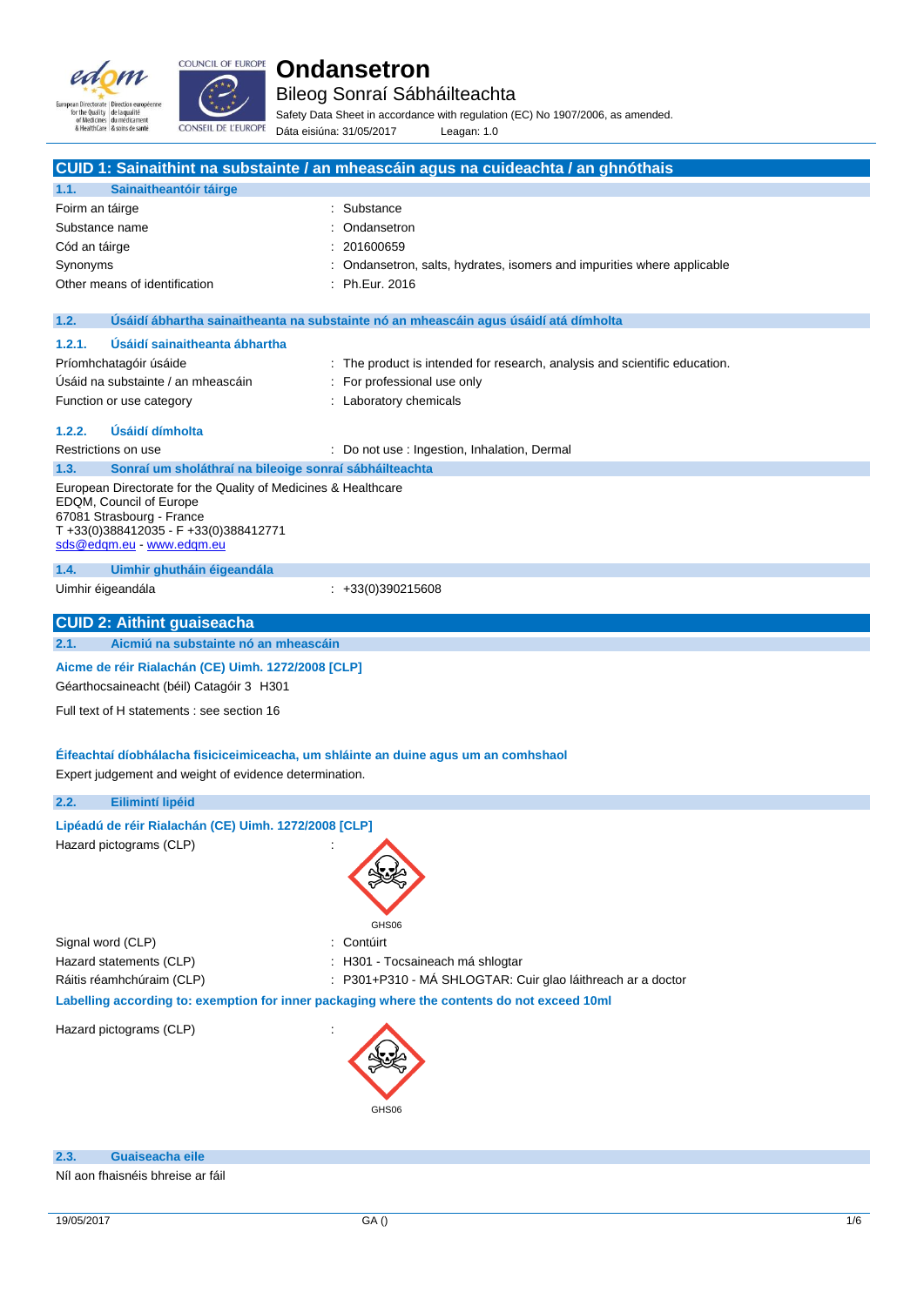# Ondansetron

## Bileog Sonraí Sábháilteachta

Safety Data Sheet in accordance with regulation (EC) No 1907/2006, as amended.

Dáta eisiúna: 31/05/2017 Leagan: 1.0

## CUID 1: Sainaithint na substainte / an mheascáin agus na cuideachta / an ghnóthais

### 1.1. Sainaitheantóir táirge

| | |
|---|---|
| Foirm an táirge | : Substance |
| Substance name | : Ondansetron |
| Cód an táirge | : 201600659 |
| Synonyms | : Ondansetron, salts, hydrates, isomers and impurities where applicable |
| Other means of identification | : Ph.Eur. 2016 |

### 1.2. Úsáidí ábhartha sainaitheanta na substainte nó an mheascáin agus úsáidí atá dímholta

#### 1.2.1. Úsáidí sainaitheanta ábhartha

| | |
|---|---|
| Príomhchatagóir úsáide | : The product is intended for research, analysis and scientific education. |
| Úsáid na substainte / an mheascáin | : For professional use only |
| Function or use category | : Laboratory chemicals |

#### 1.2.2. Úsáidí dímholta

| | |
|---|---|
| Restrictions on use | : Do not use : Ingestion, Inhalation, Dermal |

### 1.3. Sonraí um sholáthraí na bileoige sonraí sábháilteachta

European Directorate for the Quality of Medicines & Healthcare
EDQM, Council of Europe
67081 Strasbourg - France
T +33(0)388412035 - F +33(0)388412771
sds@edqm.eu - www.edqm.eu

### 1.4. Uimhir ghutháin éigeandála

| | |
|---|---|
| Uimhir éigeandála | : +33(0)390215608 |

## CUID 2: Aithint guaiseacha

### 2.1. Aicmiú na substainte nó an mheascáin

**Aicme de réir Rialachán (CE) Uimh. 1272/2008 [CLP]**

Géarthocsaineacht (béil) Catagóir 3 H301

Full text of H statements : see section 16

**Éifeachtaí díobhálacha fisiciceimiceacha, um shláinte an duine agus um an comhshaol**

Expert judgement and weight of evidence determination.

### 2.2. Eilimintí lipéid

**Lipéadú de réir Rialachán (CE) Uimh. 1272/2008 [CLP]**

Hazard pictograms (CLP) :

GHS06

| | |
|---|---|
| Signal word (CLP) | : Contúirt |
| Hazard statements (CLP) | : H301 - Tocsaineach má shlogtar |
| Ráitis réamhchúraim (CLP) | : P301+P310 - MÁ SHLOGTAR: Cuir glao láithreach ar a doctor |

**Labelling according to: exemption for inner packaging where the contents do not exceed 10ml**

Hazard pictograms (CLP) :

GHS06

### 2.3. Guaiseacha eile

Níl aon fhaisnéis bhreise ar fáil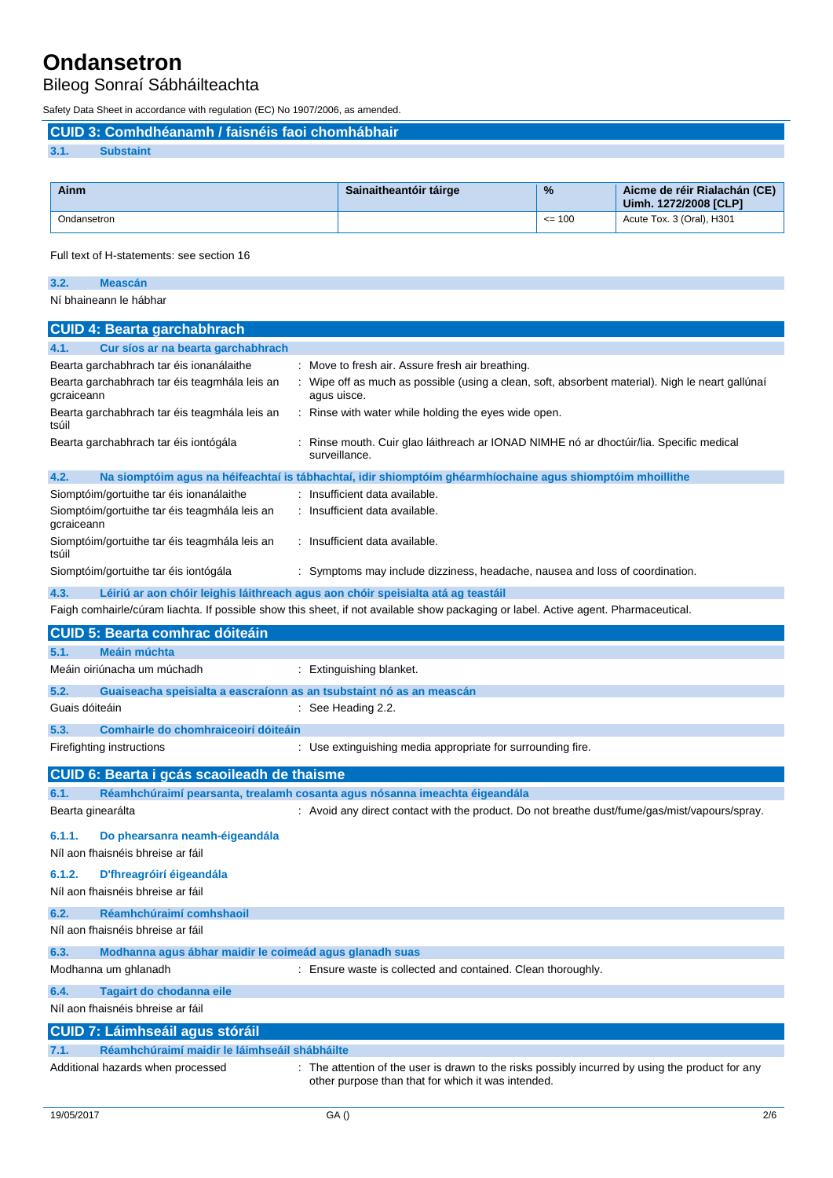# Ondansetron

## Bileog Sonraí Sábháilteachta

Safety Data Sheet in accordance with regulation (EC) No 1907/2006, as amended.

## CUID 3: Comhdhéanamh / faisnéis faoi chomhábhair

### 3.1. Substaint

| Ainm | Sainaitheantóir táirge | % | Aicme de réir Rialachán (CE) Uimh. 1272/2008 [CLP] |
|---|---|---|---|
| Ondansetron | | <= 100 | Acute Tox. 3 (Oral), H301 |

Full text of H-statements: see section 16

### 3.2. Meascán

Ní bhaineann le hábhar

## CUID 4: Bearta garchabhrach

### 4.1. Cur síos ar na bearta garchabhrach

Bearta garchabhrach tar éis ionanálaithe : Move to fresh air. Assure fresh air breathing.

Bearta garchabhrach tar éis teagmhála leis an gcraiceann : Wipe off as much as possible (using a clean, soft, absorbent material). Nigh le neart gallúnaí agus uisce.

Bearta garchabhrach tar éis teagmhála leis an tsúil : Rinse with water while holding the eyes wide open.

Bearta garchabhrach tar éis iontógála : Rinse mouth. Cuir glao láithreach ar IONAD NIMHE nó ar dhochtúir/lia. Specific medical surveillance.

### 4.2. Na siomptóim agus na héifeachtaí is tábhachtaí, idir shiomptóim ghéarmhíochaine agus shiomptóim mhoillithe

Siomptóim/gortuithe tar éis ionanálaithe : Insufficient data available.

Siomptóim/gortuithe tar éis teagmhála leis an gcraiceann : Insufficient data available.

Siomptóim/gortuithe tar éis teagmhála leis an tsúil : Insufficient data available.

Siomptóim/gortuithe tar éis iontógála : Symptoms may include dizziness, headache, nausea and loss of coordination.

### 4.3. Léiriú ar aon chóir leighis láithreach agus aon chóir speisialta atá ag teastáil

Faigh comhairle/cúram liachta. If possible show this sheet, if not available show packaging or label. Active agent. Pharmaceutical.

## CUID 5: Bearta comhrac dóiteáin

### 5.1. Meáin múchta

Meáin oiriúnacha um múchadh : Extinguishing blanket.

### 5.2. Guaiseacha speisialta a eascraíonn as an tsubstaint nó as an meascán

Guais dóiteáin : See Heading 2.2.

### 5.3. Comhairle do chomhraiceoirí dóiteáin

Firefighting instructions : Use extinguishing media appropriate for surrounding fire.

## CUID 6: Bearta i gcás scaoileadh de thaisme

### 6.1. Réamhchúraimí pearsanta, trealamh cosanta agus nósanna imeachta éigeandála

Bearta ginearálta : Avoid any direct contact with the product. Do not breathe dust/fume/gas/mist/vapours/spray.

#### 6.1.1. Do phearsanra neamh-éigeandála

Níl aon fhaisnéis bhreise ar fáil

#### 6.1.2. D'fhreagróirí éigeandála

Níl aon fhaisnéis bhreise ar fáil

### 6.2. Réamhchúraimí comhshaoil

Níl aon fhaisnéis bhreise ar fáil

### 6.3. Modhanna agus ábhar maidir le coimeád agus glanadh suas

Modhanna um ghlanadh : Ensure waste is collected and contained. Clean thoroughly.

### 6.4. Tagairt do chodanna eile

Níl aon fhaisnéis bhreise ar fáil

## CUID 7: Láimhseáil agus stóráil

### 7.1. Réamhchúraimí maidir le láimhseáil shábháilte

Additional hazards when processed : The attention of the user is drawn to the risks possibly incurred by using the product for any other purpose than that for which it was intended.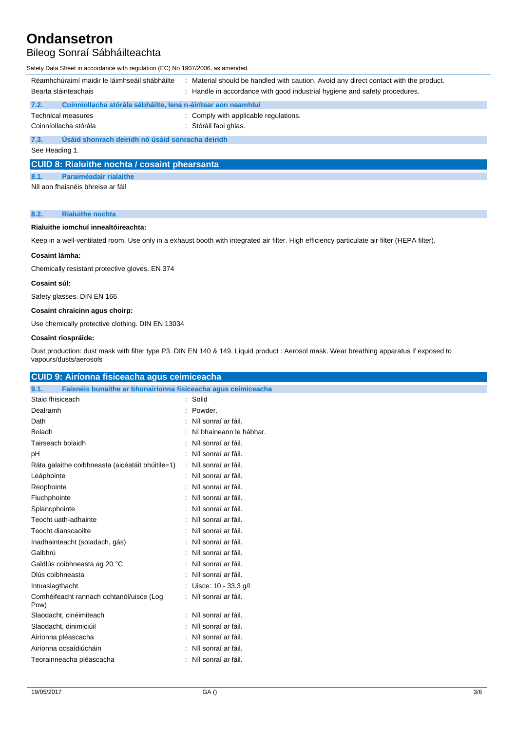| | |
|---|---|
| Réamhchúraimí maidir le láimhseáil shábháilte | : Material should be handled with caution. Avoid any direct contact with the product. |
| Bearta sláinteachais | : Handle in accordance with good industrial hygiene and safety procedures. |

### 7.2. Coinníollacha stórála sábháilte, lena n-áirítear aon neamhluí

| | |
|---|---|
| Technical measures | : Comply with applicable regulations. |
| Coinníollacha stórála | : Stóráil faoi ghlas. |

### 7.3. Úsáid shonrach deiridh nó úsáid sonracha deiridh

See Heading 1.

## CUID 8: Rialuithe nochta / cosaint phearsanta

### 8.1. Paraiméadair rialaithe

Níl aon fhaisnéis bhreise ar fáil

### 8.2. Rialuithe nochta

**Rialuithe iomchuí innealtóireachta:**

Keep in a well-ventilated room. Use only in a exhaust booth with integrated air filter. High efficiency particulate air filter (HEPA filter).

**Cosaint lámha:**

Chemically resistant protective gloves. EN 374

**Cosaint súl:**

Safety glasses. DIN EN 166

**Cosaint chraicinn agus choirp:**

Use chemically protective clothing. DIN EN 13034

**Cosaint riospráide:**

Dust production: dust mask with filter type P3. DIN EN 140 & 149. Liquid product : Aerosol mask. Wear breathing apparatus if exposed to vapours/dusts/aerosols

## CUID 9: Airíonna fisiceacha agus ceimiceacha

### 9.1. Faisnéis bunaithe ar bhunairíonna fisiceacha agus ceimiceacha

| | |
|---|---|
| Staid fhisiceach | : Solid |
| Dealramh | : Powder. |
| Dath | : Níl sonraí ar fáil. |
| Boladh | : Ní bhaineann le hábhar. |
| Tairseach bolaidh | : Níl sonraí ar fáil. |
| pH | : Níl sonraí ar fáil. |
| Ráta galaithe coibhneasta (aicéatáit bhúitile=1) | : Níl sonraí ar fáil. |
| Leáphointe | : Níl sonraí ar fáil. |
| Reophointe | : Níl sonraí ar fáil. |
| Fiuchphointe | : Níl sonraí ar fáil. |
| Splancphointe | : Níl sonraí ar fáil. |
| Teocht uath-adhainte | : Níl sonraí ar fáil. |
| Teocht dianscaoilte | : Níl sonraí ar fáil. |
| Inadhainteacht (soladach, gás) | : Níl sonraí ar fáil. |
| Galbhrú | : Níl sonraí ar fáil. |
| Galdlús coibhneasta ag 20 °C | : Níl sonraí ar fáil. |
| Dlús coibhneasta | : Níl sonraí ar fáil. |
| Intuaslagthacht | : Uisce: 10 - 33.3 g/l |
| Comhéifeacht rannach ochtanól/uisce (Log Pow) | : Níl sonraí ar fáil. |
| Slaodacht, cinéimiteach | : Níl sonraí ar fáil. |
| Slaodacht, dinimiciúil | : Níl sonraí ar fáil. |
| Airíonna pléascacha | : Níl sonraí ar fáil. |
| Airíonna ocsaídiúcháin | : Níl sonraí ar fáil. |
| Teorainneacha pléascacha | : Níl sonraí ar fáil. |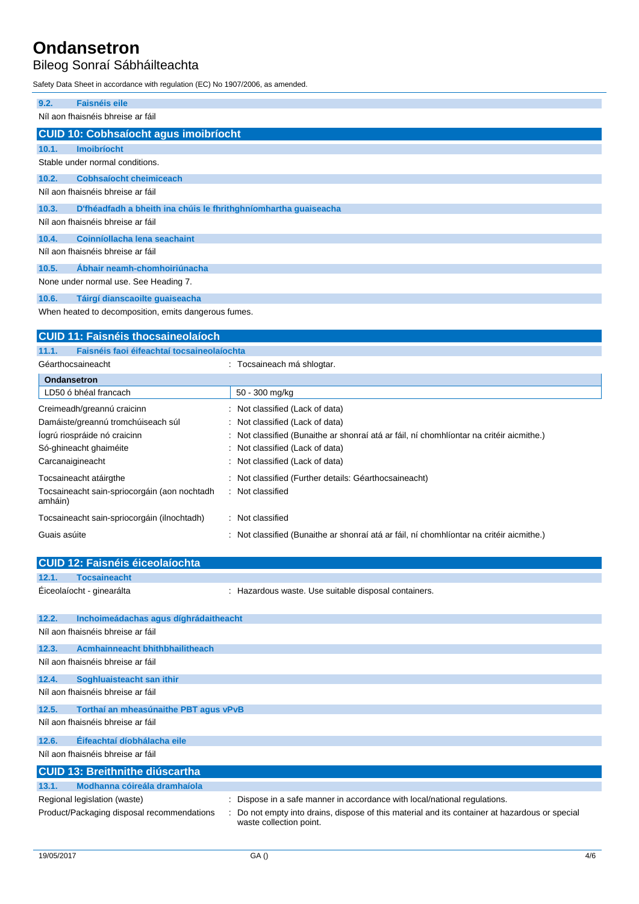### 9.2. Faisnéis eile

Níl aon fhaisnéis bhreise ar fáil

## CUID 10: Cobhsaíocht agus imoibríocht

### 10.1. Imoibríocht

Stable under normal conditions.

### 10.2. Cobhsaíocht cheimiceach

Níl aon fhaisnéis bhreise ar fáil

### 10.3. D'fhéadfadh a bheith ina chúis le fhrithghníomhartha guaiseacha

Níl aon fhaisnéis bhreise ar fáil

### 10.4. Coinníollacha lena seachaint

Níl aon fhaisnéis bhreise ar fáil

### 10.5. Ábhair neamh-chomhoiriúnacha

None under normal use. See Heading 7.

### 10.6. Táirgí dianscaoilte guaiseacha

When heated to decomposition, emits dangerous fumes.

## CUID 11: Faisnéis thocsaineolaíoch

### 11.1. Faisnéis faoi éifeachtaí tocsaineolaíochta

Géarthocsaineacht : Tocsaineach má shlogtar.

| Ondansetron | |
|---|---|
| LD50 ó bhéal francach | 50 - 300 mg/kg |

| | |
|---|---|
| Creimeadh/greannú craicinn | : Not classified (Lack of data) |
| Damáiste/greannú tromchúiseach súl | : Not classified (Lack of data) |
| Íogrú riospráide nó craicinn | : Not classified (Bunaithe ar shonraí atá ar fáil, ní chomhlíontar na critéir aicmithe.) |
| Só-ghineacht ghaiméite | : Not classified (Lack of data) |
| Carcanaigineacht | : Not classified (Lack of data) |
| Tocsaineacht atáirgthe | : Not classified (Further details: Géarthocsaineacht) |
| Tocsaineacht sain-spriocorgáin (aon nochtadh amháin) | : Not classified |
| Tocsaineacht sain-spriocorgáin (ilnochtadh) | : Not classified |
| Guais asúite | : Not classified (Bunaithe ar shonraí atá ar fáil, ní chomhlíontar na critéir aicmithe.) |

## CUID 12: Faisnéis éiceolaíochta

### 12.1. Tocsaineacht

Éiceolaíocht - ginearálta : Hazardous waste. Use suitable disposal containers.

### 12.2. Inchoimeádachas agus díghrádaitheacht

Níl aon fhaisnéis bhreise ar fáil

### 12.3. Acmhainneacht bhithbhailitheach

Níl aon fhaisnéis bhreise ar fáil

### 12.4. Soghluaisteacht san ithir

Níl aon fhaisnéis bhreise ar fáil

### 12.5. Torthaí an mheasúnaithe PBT agus vPvB

Níl aon fhaisnéis bhreise ar fáil

### 12.6. Éifeachtaí díobhálacha eile

Níl aon fhaisnéis bhreise ar fáil

## CUID 13: Breithnithe diúscartha

### 13.1. Modhanna cóireála dramhaíola

| | |
|---|---|
| Regional legislation (waste) | : Dispose in a safe manner in accordance with local/national regulations. |
| Product/Packaging disposal recommendations | : Do not empty into drains, dispose of this material and its container at hazardous or special waste collection point. |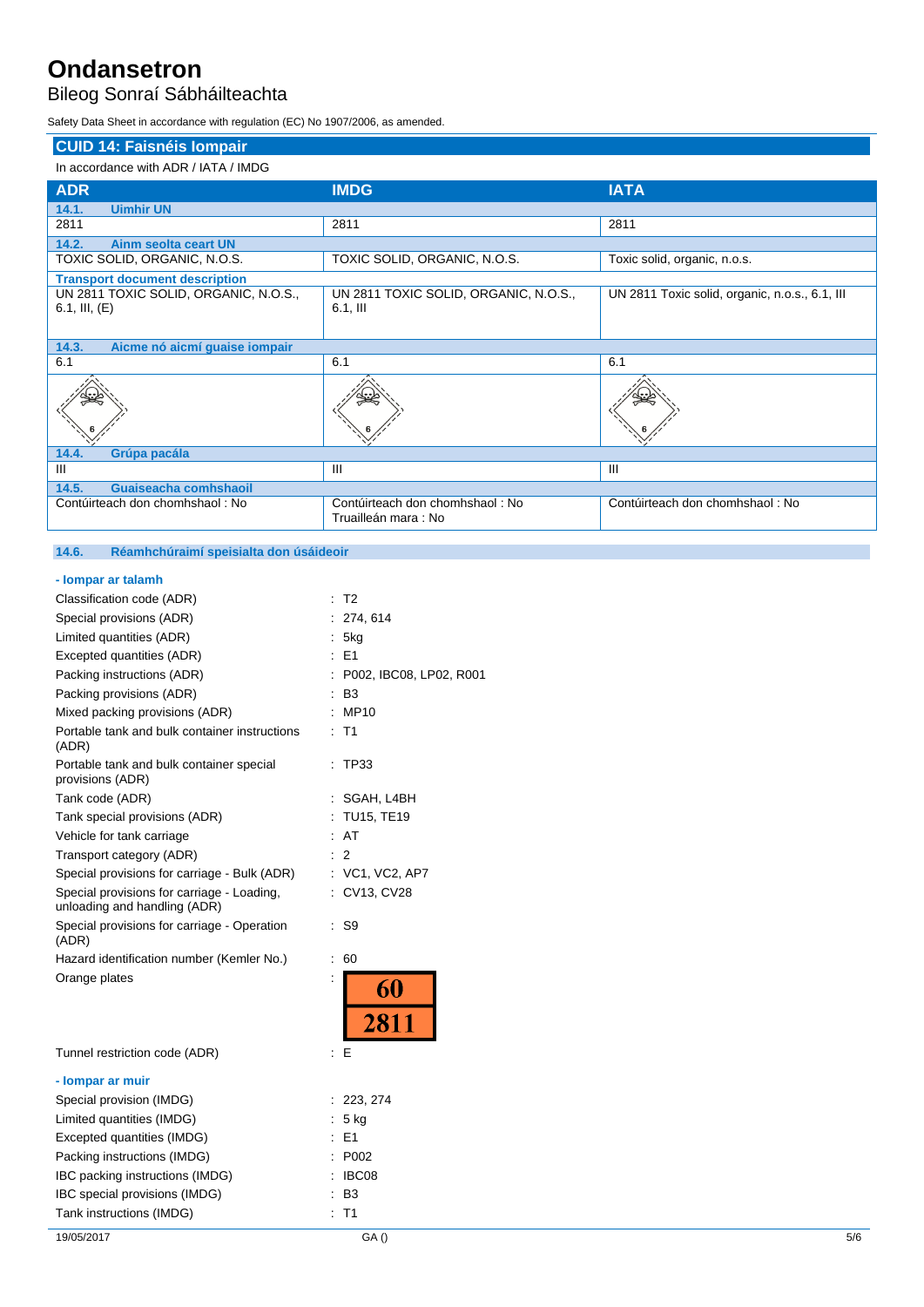# Ondansetron

## Bileog Sonraí Sábháilteachta

Safety Data Sheet in accordance with regulation (EC) No 1907/2006, as amended.

## CUID 14: Faisnéis Iompair

In accordance with ADR / IATA / IMDG

| ADR | IMDG | IATA |
|---|---|---|
| **14.1. Uimhir UN** | | |
| 2811 | 2811 | 2811 |
| **14.2. Ainm seolta ceart UN** | | |
| TOXIC SOLID, ORGANIC, N.O.S. | TOXIC SOLID, ORGANIC, N.O.S. | Toxic solid, organic, n.o.s. |
| **Transport document description** | | |
| UN 2811 TOXIC SOLID, ORGANIC, N.O.S., 6.1, III, (E) | UN 2811 TOXIC SOLID, ORGANIC, N.O.S., 6.1, III | UN 2811 Toxic solid, organic, n.o.s., 6.1, III |
| **14.3. Aicme nó aicmí guaise iompair** | | |
| 6.1 | 6.1 | 6.1 |
| **14.4. Grúpa pacála** | | |
| III | III | III |
| **14.5. Guaiseacha comhshaoil** | | |
| Contúirteach don chomhshaol : No | Contúirteach don chomhshaol : No<br>Truailleán mara : No | Contúirteach don chomhshaol : No |

### 14.6. Réamhchúraimí speisialta don úsáideoir

**- Iompar ar talamh**

| | |
|---|---|
| Classification code (ADR) | : T2 |
| Special provisions (ADR) | : 274, 614 |
| Limited quantities (ADR) | : 5kg |
| Excepted quantities (ADR) | : E1 |
| Packing instructions (ADR) | : P002, IBC08, LP02, R001 |
| Packing provisions (ADR) | : B3 |
| Mixed packing provisions (ADR) | : MP10 |
| Portable tank and bulk container instructions (ADR) | : T1 |
| Portable tank and bulk container special provisions (ADR) | : TP33 |
| Tank code (ADR) | : SGAH, L4BH |
| Tank special provisions (ADR) | : TU15, TE19 |
| Vehicle for tank carriage | : AT |
| Transport category (ADR) | : 2 |
| Special provisions for carriage - Bulk (ADR) | : VC1, VC2, AP7 |
| Special provisions for carriage - Loading, unloading and handling (ADR) | : CV13, CV28 |
| Special provisions for carriage - Operation (ADR) | : S9 |
| Hazard identification number (Kemler No.) | : 60 |
| Orange plates | : 60 / 2811 |
| Tunnel restriction code (ADR) | : E |

**- Iompar ar muir**

| | |
|---|---|
| Special provision (IMDG) | : 223, 274 |
| Limited quantities (IMDG) | : 5 kg |
| Excepted quantities (IMDG) | : E1 |
| Packing instructions (IMDG) | : P002 |
| IBC packing instructions (IMDG) | : IBC08 |
| IBC special provisions (IMDG) | : B3 |
| Tank instructions (IMDG) | : T1 |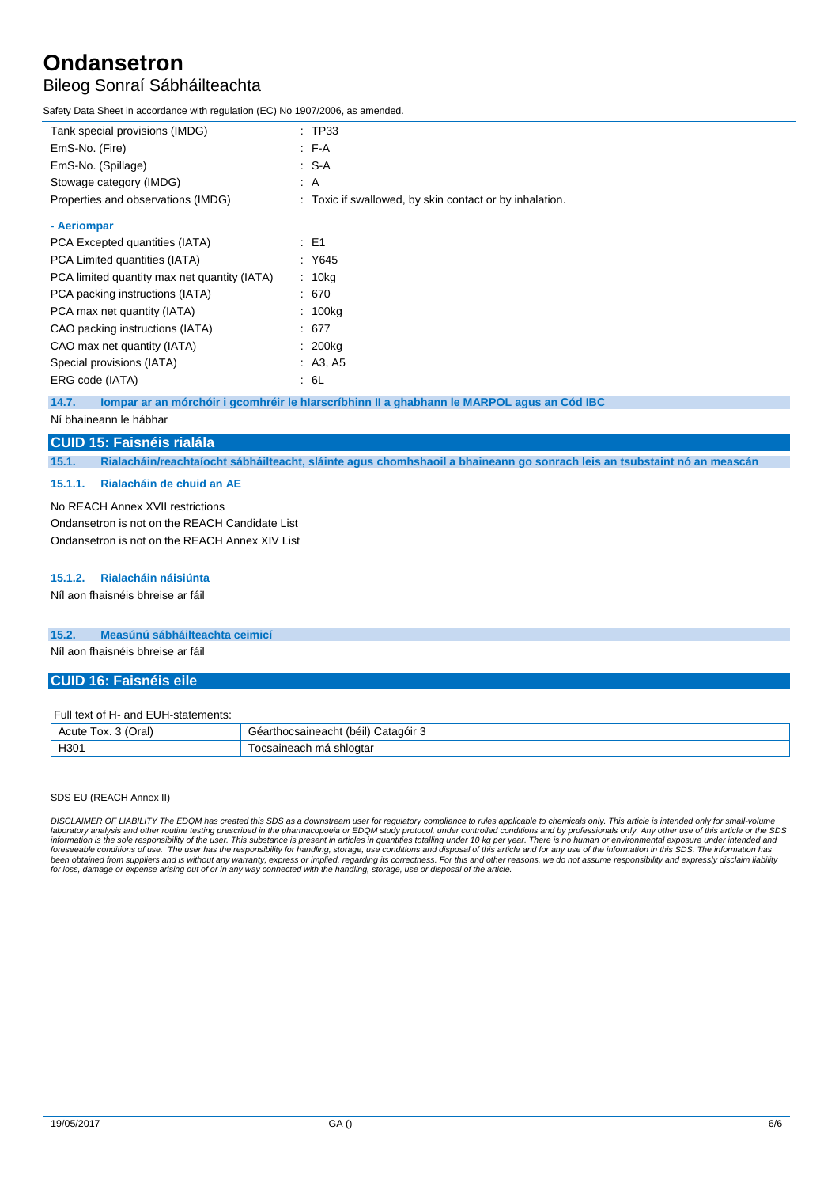| | |
|---|---|
| Tank special provisions (IMDG) | : TP33 |
| EmS-No. (Fire) | : F-A |
| EmS-No. (Spillage) | : S-A |
| Stowage category (IMDG) | : A |
| Properties and observations (IMDG) | : Toxic if swallowed, by skin contact or by inhalation. |

**- Aeriompar**

| | |
|---|---|
| PCA Excepted quantities (IATA) | : E1 |
| PCA Limited quantities (IATA) | : Y645 |
| PCA limited quantity max net quantity (IATA) | : 10kg |
| PCA packing instructions (IATA) | : 670 |
| PCA max net quantity (IATA) | : 100kg |
| CAO packing instructions (IATA) | : 677 |
| CAO max net quantity (IATA) | : 200kg |
| Special provisions (IATA) | : A3, A5 |
| ERG code (IATA) | : 6L |

### 14.7. Iompar ar an mórchóir i gcomhréir le hIarscríbhinn II a ghabhann le MARPOL agus an Cód IBC

Ní bhaineann le hábhar

## CUID 15: Faisnéis rialála

### 15.1. Rialacháin/reachtaíocht sábháilteacht, sláinte agus comhshaoil a bhaineann go sonrach leis an tsubstaint nó an meascán

#### 15.1.1. Rialacháin de chuid an AE

No REACH Annex XVII restrictions
Ondansetron is not on the REACH Candidate List
Ondansetron is not on the REACH Annex XIV List

#### 15.1.2. Rialacháin náisiúnta

Níl aon fhaisnéis bhreise ar fáil

### 15.2. Measúnú sábháilteachta ceimicí

Níl aon fhaisnéis bhreise ar fáil

## CUID 16: Faisnéis eile

Full text of H- and EUH-statements:

| | |
|---|---|
| Acute Tox. 3 (Oral) | Géarthocsaineacht (béil) Catagóir 3 |
| H301 | Tocsaineach má shlogtar |

SDS EU (REACH Annex II)

*DISCLAIMER OF LIABILITY The EDQM has created this SDS as a downstream user for regulatory compliance to rules applicable to chemicals only. This article is intended only for small-volume laboratory analysis and other routine testing prescribed in the pharmacopoeia or EDQM study protocol, under controlled conditions and by professionals only. Any other use of this article or the SDS information is the sole responsibility of the user. This substance is present in articles in quantities totalling under 10 kg per year. There is no human or environmental exposure under intended and foreseeable conditions of use. The user has the responsibility for handling, storage, use conditions and disposal of this article and for any use of the information in this SDS. The information has been obtained from suppliers and is without any warranty, express or implied, regarding its correctness. For this and other reasons, we do not assume responsibility and expressly disclaim liability for loss, damage or expense arising out of or in any way connected with the handling, storage, use or disposal of the article.*